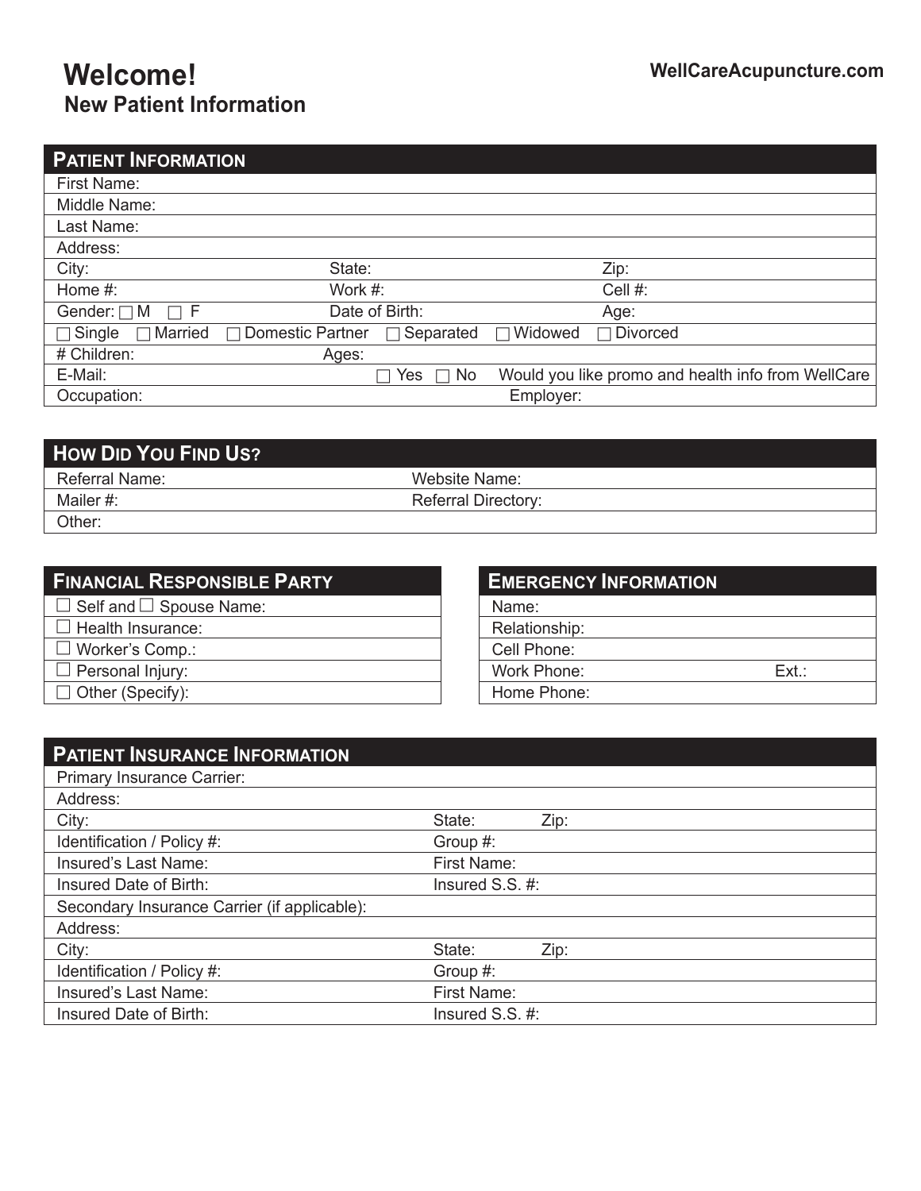# Welcome!

## New Patient Information

WellCareAcupuncture.com

## Patient Information

First Name:

Middle Name:

Last Name:

Address:

| City: | State: | Zip: |
|---|---|---|
| Home #: | Work #: | Cell #: |
| Gender: ☐ M ☐ F | Date of Birth: | Age: |

☐ Single ☐ Married ☐ Domestic Partner ☐ Separated ☐ Widowed ☐ Divorced

| # Children: | Ages: |
|---|---|

E-Mail: ☐ Yes ☐ No Would you like promo and health info from WellCare

| Occupation: | Employer: |
|---|---|

## How Did You Find Us?

| Referral Name: | Website Name: |
|---|---|
| Mailer #: | Referral Directory: |

Other:

## Financial Responsible Party

☐ Self and ☐ Spouse Name:

☐ Health Insurance:

☐ Worker's Comp.:

☐ Personal Injury:

☐ Other (Specify):

## Emergency Information

Name:

Relationship:

Cell Phone:

Work Phone: Ext.:

Home Phone:

## Patient Insurance Information

Primary Insurance Carrier:

Address:

| City: | State: Zip: |
|---|---|
| Identification / Policy #: | Group #: |
| Insured's Last Name: | First Name: |
| Insured Date of Birth: | Insured S.S. #: |

Secondary Insurance Carrier (if applicable):

Address:

| City: | State: Zip: |
|---|---|
| Identification / Policy #: | Group #: |
| Insured's Last Name: | First Name: |
| Insured Date of Birth: | Insured S.S. #: |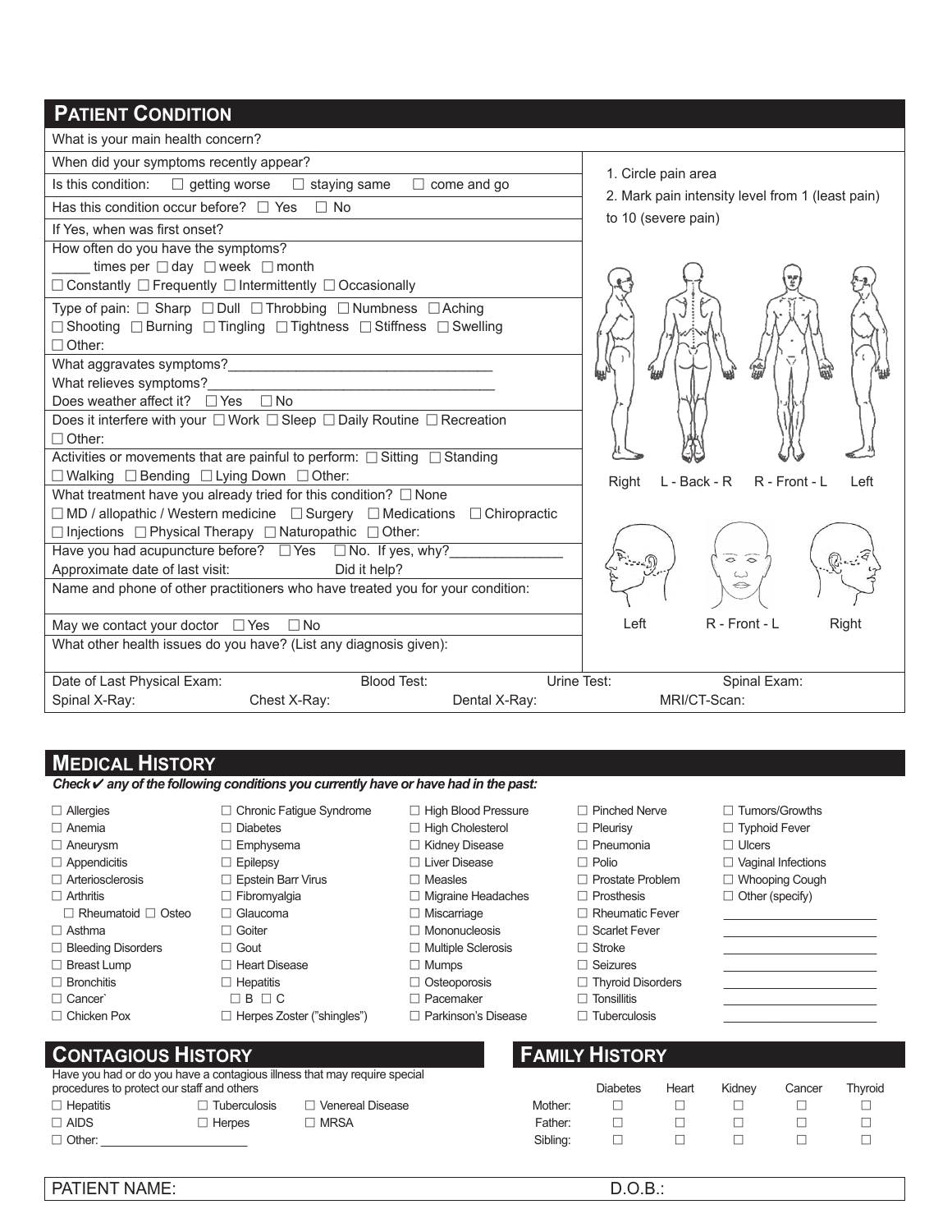## PATIENT CONDITION

What is your main health concern?

When did your symptoms recently appear?

Is this condition: ☐ getting worse ☐ staying same ☐ come and go

Has this condition occur before? ☐ Yes ☐ No

If Yes, when was first onset?

How often do you have the symptoms?
_____ times per ☐ day ☐ week ☐ month
☐ Constantly ☐ Frequently ☐ Intermittently ☐ Occasionally

Type of pain: ☐ Sharp ☐ Dull ☐ Throbbing ☐ Numbness ☐ Aching
☐ Shooting ☐ Burning ☐ Tingling ☐ Tightness ☐ Stiffness ☐ Swelling
☐ Other:

What aggravates symptoms?___________________________________
What relieves symptoms?_____________________________________
Does weather affect it? ☐ Yes ☐ No

Does it interfere with your ☐ Work ☐ Sleep ☐ Daily Routine ☐ Recreation
☐ Other:

Activities or movements that are painful to perform: ☐ Sitting ☐ Standing
☐ Walking ☐ Bending ☐ Lying Down ☐ Other:

What treatment have you already tried for this condition? ☐ None
☐ MD / allopathic / Western medicine ☐ Surgery ☐ Medications ☐ Chiropractic
☐ Injections ☐ Physical Therapy ☐ Naturopathic ☐ Other:

Have you had acupuncture before? ☐ Yes ☐ No. If yes, why?______________
Approximate date of last visit: Did it help?

Name and phone of other practitioners who have treated you for your condition:

May we contact your doctor ☐ Yes ☐ No

What other health issues do you have? (List any diagnosis given):

1. Circle pain area
2. Mark pain intensity level from 1 (least pain) to 10 (severe pain)

Right L - Back - R R - Front - L Left

Left R - Front - L Right

Date of Last Physical Exam: Blood Test: Urine Test: Spinal Exam:
Spinal X-Ray: Chest X-Ray: Dental X-Ray: MRI/CT-Scan:

## MEDICAL HISTORY

***Check✔ any of the following conditions you currently have or have had in the past:***

- ☐ Allergies
- ☐ Anemia
- ☐ Aneurysm
- ☐ Appendicitis
- ☐ Arteriosclerosis
- ☐ Arthritis
  - ☐ Rheumatoid ☐ Osteo
- ☐ Asthma
- ☐ Bleeding Disorders
- ☐ Breast Lump
- ☐ Bronchitis
- ☐ Cancer`
- ☐ Chicken Pox
- ☐ Chronic Fatigue Syndrome
- ☐ Diabetes
- ☐ Emphysema
- ☐ Epilepsy
- ☐ Epstein Barr Virus
- ☐ Fibromyalgia
- ☐ Glaucoma
- ☐ Goiter
- ☐ Gout
- ☐ Heart Disease
- ☐ Hepatitis
  - ☐ B ☐ C
- ☐ Herpes Zoster ("shingles")
- ☐ High Blood Pressure
- ☐ High Cholesterol
- ☐ Kidney Disease
- ☐ Liver Disease
- ☐ Measles
- ☐ Migraine Headaches
- ☐ Miscarriage
- ☐ Mononucleosis
- ☐ Multiple Sclerosis
- ☐ Mumps
- ☐ Osteoporosis
- ☐ Pacemaker
- ☐ Parkinson's Disease
- ☐ Pinched Nerve
- ☐ Pleurisy
- ☐ Pneumonia
- ☐ Polio
- ☐ Prostate Problem
- ☐ Prosthesis
- ☐ Rheumatic Fever
- ☐ Scarlet Fever
- ☐ Stroke
- ☐ Seizures
- ☐ Thyroid Disorders
- ☐ Tonsillitis
- ☐ Tuberculosis
- ☐ Tumors/Growths
- ☐ Typhoid Fever
- ☐ Ulcers
- ☐ Vaginal Infections
- ☐ Whooping Cough
- ☐ Other (specify)

_______________________
_______________________
_______________________
_______________________
_______________________
_______________________
_______________________

## CONTAGIOUS HISTORY

Have you had or do you have a contagious illness that may require special procedures to protect our staff and others

☐ Hepatitis ☐ Tuberculosis ☐ Venereal Disease
☐ AIDS ☐ Herpes ☐ MRSA
☐ Other: ______________________

## FAMILY HISTORY

| | Diabetes | Heart | Kidney | Cancer | Thyroid |
|---|---|---|---|---|---|
| Mother: | ☐ | ☐ | ☐ | ☐ | ☐ |
| Father: | ☐ | ☐ | ☐ | ☐ | ☐ |
| Sibling: | ☐ | ☐ | ☐ | ☐ | ☐ |

PATIENT NAME: D.O.B.: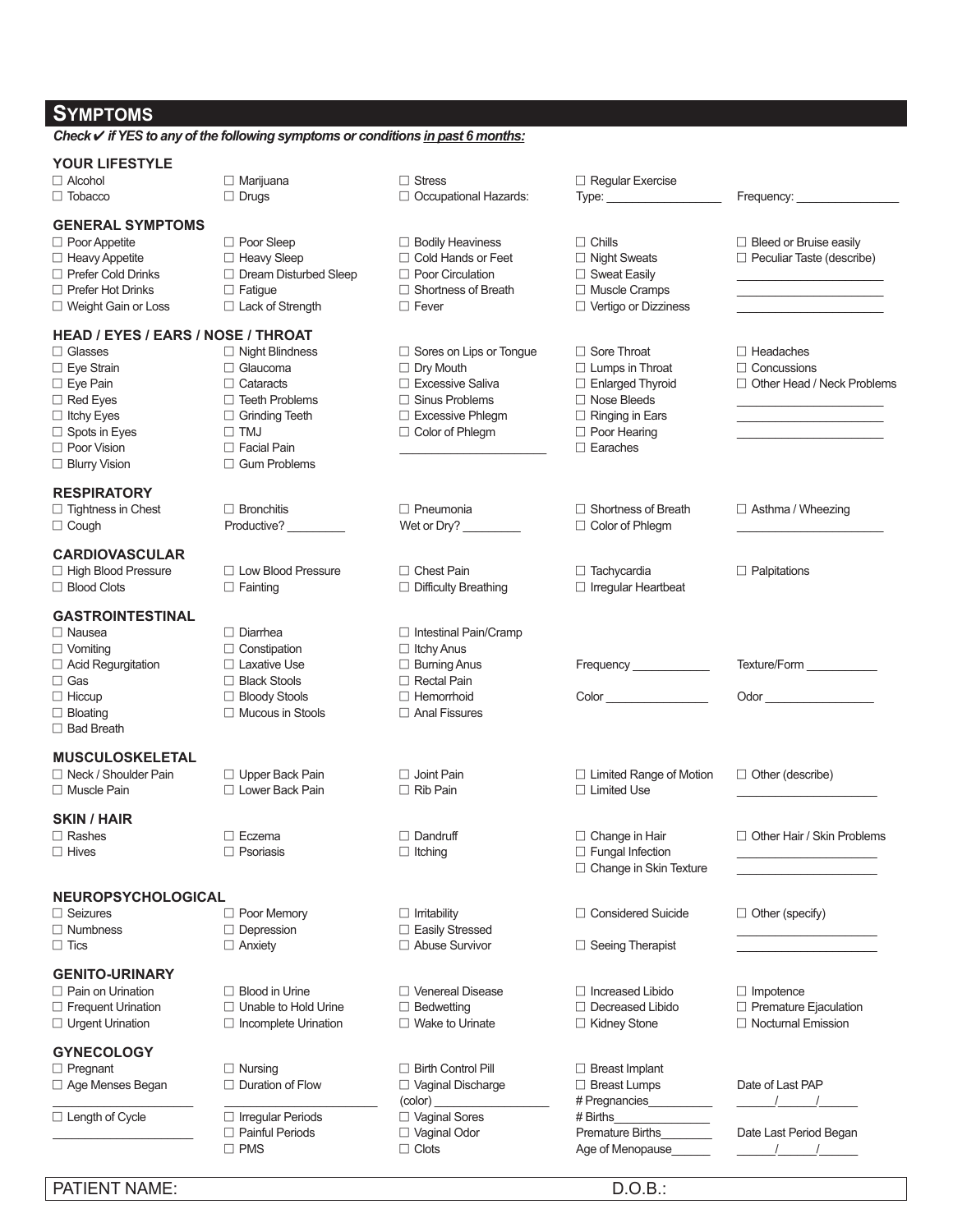## SYMPTOMS

***Check✔ if YES to any of the following symptoms or conditions in past 6 months:***

### YOUR LIFESTYLE

| | | | | |
|---|---|---|---|---|
| ☐ Alcohol | ☐ Marijuana | ☐ Stress | ☐ Regular Exercise | |
| ☐ Tobacco | ☐ Drugs | ☐ Occupational Hazards: | Type: ________________ | Frequency: ______________ |

### GENERAL SYMPTOMS

| | | | | |
|---|---|---|---|---|
| ☐ Poor Appetite | ☐ Poor Sleep | ☐ Bodily Heaviness | ☐ Chills | ☐ Bleed or Bruise easily |
| ☐ Heavy Appetite | ☐ Heavy Sleep | ☐ Cold Hands or Feet | ☐ Night Sweats | ☐ Peculiar Taste (describe) |
| ☐ Prefer Cold Drinks | ☐ Dream Disturbed Sleep | ☐ Poor Circulation | ☐ Sweat Easily | ____________________ |
| ☐ Prefer Hot Drinks | ☐ Fatigue | ☐ Shortness of Breath | ☐ Muscle Cramps | ____________________ |
| ☐ Weight Gain or Loss | ☐ Lack of Strength | ☐ Fever | ☐ Vertigo or Dizziness | ____________________ |

### HEAD / EYES / EARS / NOSE / THROAT

| | | | | |
|---|---|---|---|---|
| ☐ Glasses | ☐ Night Blindness | ☐ Sores on Lips or Tongue | ☐ Sore Throat | ☐ Headaches |
| ☐ Eye Strain | ☐ Glaucoma | ☐ Dry Mouth | ☐ Lumps in Throat | ☐ Concussions |
| ☐ Eye Pain | ☐ Cataracts | ☐ Excessive Saliva | ☐ Enlarged Thyroid | ☐ Other Head / Neck Problems |
| ☐ Red Eyes | ☐ Teeth Problems | ☐ Sinus Problems | ☐ Nose Bleeds | ____________________ |
| ☐ Itchy Eyes | ☐ Grinding Teeth | ☐ Excessive Phlegm | ☐ Ringing in Ears | ____________________ |
| ☐ Spots in Eyes | ☐ TMJ | ☐ Color of Phlegm | ☐ Poor Hearing | ____________________ |
| ☐ Poor Vision | ☐ Facial Pain | ____________________ | ☐ Earaches | |
| ☐ Blurry Vision | ☐ Gum Problems | | | |

### RESPIRATORY

| | | | | |
|---|---|---|---|---|
| ☐ Tightness in Chest | ☐ Bronchitis | ☐ Pneumonia | ☐ Shortness of Breath | ☐ Asthma / Wheezing |
| ☐ Cough | Productive? ________ | Wet or Dry? ________ | ☐ Color of Phlegm | ____________________ |

### CARDIOVASCULAR

| | | | | |
|---|---|---|---|---|
| ☐ High Blood Pressure | ☐ Low Blood Pressure | ☐ Chest Pain | ☐ Tachycardia | ☐ Palpitations |
| ☐ Blood Clots | ☐ Fainting | ☐ Difficulty Breathing | ☐ Irregular Heartbeat | |

### GASTROINTESTINAL

| | | | | |
|---|---|---|---|---|
| ☐ Nausea | ☐ Diarrhea | ☐ Intestinal Pain/Cramp | | |
| ☐ Vomiting | ☐ Constipation | ☐ Itchy Anus | | |
| ☐ Acid Regurgitation | ☐ Laxative Use | ☐ Burning Anus | Frequency ___________ | Texture/Form __________ |
| ☐ Gas | ☐ Black Stools | ☐ Rectal Pain | | |
| ☐ Hiccup | ☐ Bloody Stools | ☐ Hemorrhoid | Color _______________ | Odor ________________ |
| ☐ Bloating | ☐ Mucous in Stools | ☐ Anal Fissures | | |
| ☐ Bad Breath | | | | |

### MUSCULOSKELETAL

| | | | | |
|---|---|---|---|---|
| ☐ Neck / Shoulder Pain | ☐ Upper Back Pain | ☐ Joint Pain | ☐ Limited Range of Motion | ☐ Other (describe) |
| ☐ Muscle Pain | ☐ Lower Back Pain | ☐ Rib Pain | ☐ Limited Use | ____________________ |

### SKIN / HAIR

| | | | | |
|---|---|---|---|---|
| ☐ Rashes | ☐ Eczema | ☐ Dandruff | ☐ Change in Hair | ☐ Other Hair / Skin Problems |
| ☐ Hives | ☐ Psoriasis | ☐ Itching | ☐ Fungal Infection | ____________________ |
| | | | ☐ Change in Skin Texture | ____________________ |

### NEUROPSYCHOLOGICAL

| | | | | |
|---|---|---|---|---|
| ☐ Seizures | ☐ Poor Memory | ☐ Irritability | ☐ Considered Suicide | ☐ Other (specify) |
| ☐ Numbness | ☐ Depression | ☐ Easily Stressed | | ____________________ |
| ☐ Tics | ☐ Anxiety | ☐ Abuse Survivor | ☐ Seeing Therapist | ____________________ |

### GENITO-URINARY

| | | | | |
|---|---|---|---|---|
| ☐ Pain on Urination | ☐ Blood in Urine | ☐ Venereal Disease | ☐ Increased Libido | ☐ Impotence |
| ☐ Frequent Urination | ☐ Unable to Hold Urine | ☐ Bedwetting | ☐ Decreased Libido | ☐ Premature Ejaculation |
| ☐ Urgent Urination | ☐ Incomplete Urination | ☐ Wake to Urinate | ☐ Kidney Stone | ☐ Nocturnal Emission |

### GYNECOLOGY

| | | | | |
|---|---|---|---|---|
| ☐ Pregnant | ☐ Nursing | ☐ Birth Control Pill | ☐ Breast Implant | |
| ☐ Age Menses Began | ☐ Duration of Flow | ☐ Vaginal Discharge | ☐ Breast Lumps | Date of Last PAP |
| ____________________ | ____________________ | (color) ______________ | # Pregnancies_________ | _____/_____/_____ |
| ☐ Length of Cycle | ☐ Irregular Periods | ☐ Vaginal Sores | # Births_____________ | |
| ____________________ | ☐ Painful Periods | ☐ Vaginal Odor | Premature Births_______ | Date Last Period Began |
| | ☐ PMS | ☐ Clots | Age of Menopause_____ | _____/_____/_____ |

PATIENT NAME: D.O.B.: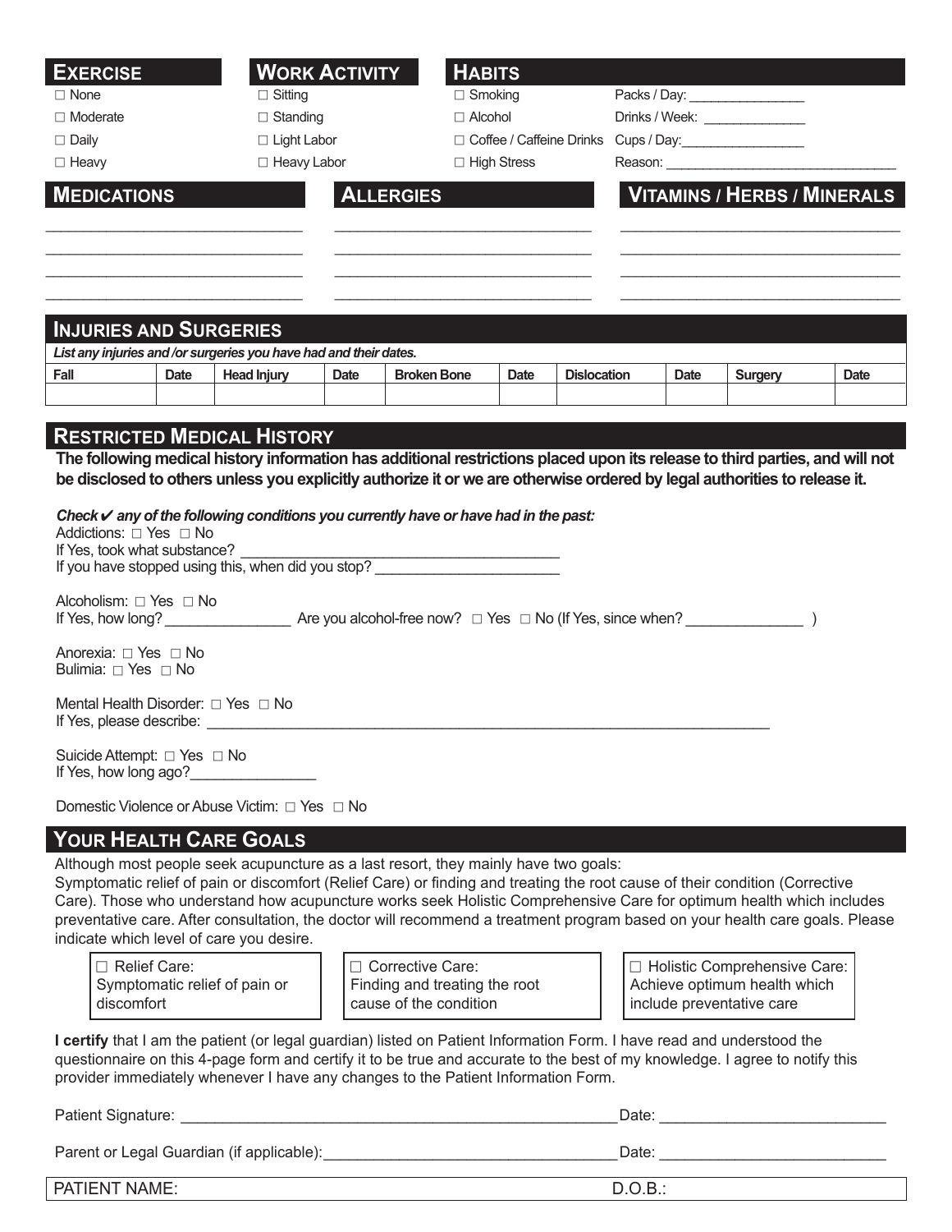## Exercise

- ☐ None
- ☐ Moderate
- ☐ Daily
- ☐ Heavy

## Work Activity

- ☐ Sitting
- ☐ Standing
- ☐ Light Labor
- ☐ Heavy Labor

## Habits

- ☐ Smoking Packs / Day: _______________
- ☐ Alcohol Drinks / Week: _____________
- ☐ Coffee / Caffeine Drinks Cups / Day:________________
- ☐ High Stress Reason: ______________________________

## Medications

______________________________
______________________________
______________________________
______________________________

## Allergies

______________________________
______________________________
______________________________
______________________________

## Vitamins / Herbs / Minerals

______________________________
______________________________
______________________________
______________________________

## Injuries and Surgeries

*List any injuries and /or surgeries you have had and their dates.*

| Fall | Date | Head Injury | Date | Broken Bone | Date | Dislocation | Date | Surgery | Date |
|---|---|---|---|---|---|---|---|---|---|
| | | | | | | | | | |

## Restricted Medical History

**The following medical history information has additional restrictions placed upon its release to third parties, and will not be disclosed to others unless you explicitly authorize it or we are otherwise ordered by legal authorities to release it.**

***Check✔ any of the following conditions you currently have or have had in the past:***

Addictions: ☐ Yes ☐ No
If Yes, took what substance? ________________________________________
If you have stopped using this, when did you stop? ______________________

Alcoholism: ☐ Yes ☐ No
If Yes, how long? _______________ Are you alcohol-free now? ☐ Yes ☐ No (If Yes, since when? ______________ )

Anorexia: ☐ Yes ☐ No
Bulimia: ☐ Yes ☐ No

Mental Health Disorder: ☐ Yes ☐ No
If Yes, please describe: ______________________________________________________________________

Suicide Attempt: ☐ Yes ☐ No
If Yes, how long ago?_______________

Domestic Violence or Abuse Victim: ☐ Yes ☐ No

## Your Health Care Goals

Although most people seek acupuncture as a last resort, they mainly have two goals:
Symptomatic relief of pain or discomfort (Relief Care) or finding and treating the root cause of their condition (Corrective Care). Those who understand how acupuncture works seek Holistic Comprehensive Care for optimum health which includes preventative care. After consultation, the doctor will recommend a treatment program based on your health care goals. Please indicate which level of care you desire.

- ☐ Relief Care: Symptomatic relief of pain or discomfort
- ☐ Corrective Care: Finding and treating the root cause of the condition
- ☐ Holistic Comprehensive Care: Achieve optimum health which include preventative care

**I certify** that I am the patient (or legal guardian) listed on Patient Information Form. I have read and understood the questionnaire on this 4-page form and certify it to be true and accurate to the best of my knowledge. I agree to notify this provider immediately whenever I have any changes to the Patient Information Form.

Patient Signature: ___________________________________________________ Date: __________________________

Parent or Legal Guardian (if applicable):__________________________________ Date: __________________________

PATIENT NAME: D.O.B.: